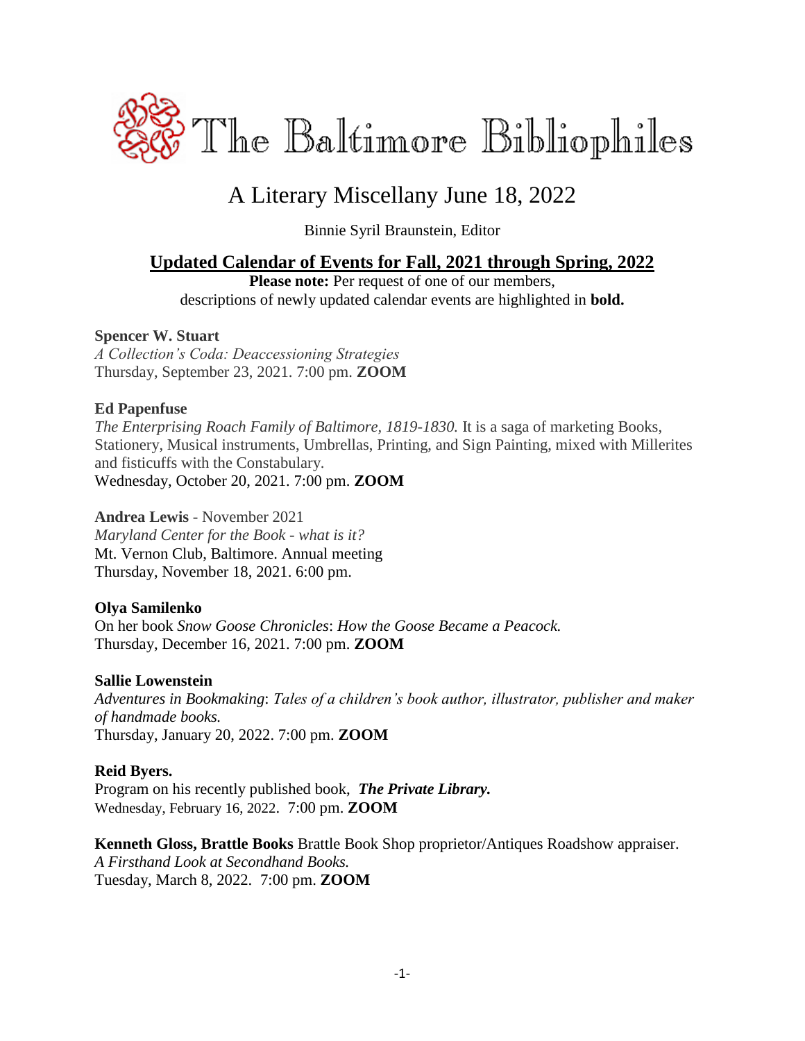# The Baltimore Bibliophiles

## A Literary Miscellany June 18, 2022

Binnie Syril Braunstein, Editor

### Updated Calendar of Events for Fall, 2021 through Spring, 2022

**Please note:** Per request of one of our members, descriptions of newly updated calendar events are highlighted in **bold.**

**Spencer W. Stuart**
*A Collection's Coda: Deaccessioning Strategies*
Thursday, September 23, 2021. 7:00 pm. **ZOOM**

**Ed Papenfuse**
*The Enterprising Roach Family of Baltimore, 1819-1830.* It is a saga of marketing Books, Stationery, Musical instruments, Umbrellas, Printing, and Sign Painting, mixed with Millerites and fisticuffs with the Constabulary.
Wednesday, October 20, 2021. 7:00 pm. **ZOOM**

**Andrea Lewis** - November 2021
*Maryland Center for the Book - what is it?*
Mt. Vernon Club, Baltimore. Annual meeting
Thursday, November 18, 2021. 6:00 pm.

**Olya Samilenko**
On her book *Snow Goose Chronicles*: *How the Goose Became a Peacock.*
Thursday, December 16, 2021. 7:00 pm. **ZOOM**

**Sallie Lowenstein**
*Adventures in Bookmaking*: *Tales of a children's book author, illustrator, publisher and maker of handmade books.*
Thursday, January 20, 2022. 7:00 pm. **ZOOM**

**Reid Byers.**
Program on his recently published book, ***The Private Library.***
Wednesday, February 16, 2022. 7:00 pm. **ZOOM**

**Kenneth Gloss, Brattle Books** Brattle Book Shop proprietor/Antiques Roadshow appraiser.
*A Firsthand Look at Secondhand Books.*
Tuesday, March 8, 2022. 7:00 pm. **ZOOM**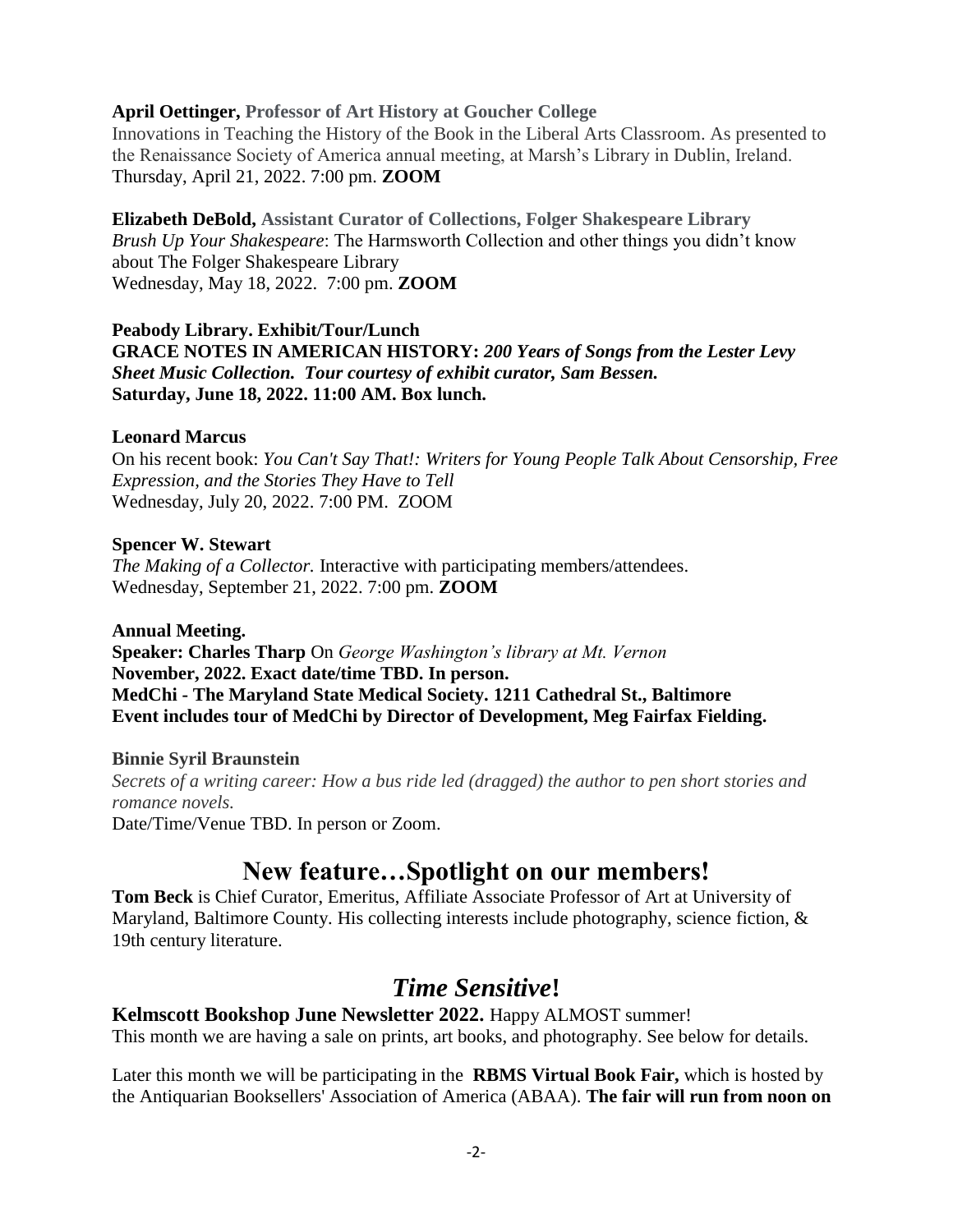**April Oettinger, Professor of Art History at Goucher College**
Innovations in Teaching the History of the Book in the Liberal Arts Classroom. As presented to the Renaissance Society of America annual meeting, at Marsh's Library in Dublin, Ireland.
Thursday, April 21, 2022. 7:00 pm. **ZOOM**

**Elizabeth DeBold, Assistant Curator of Collections, Folger Shakespeare Library**
*Brush Up Your Shakespeare*: The Harmsworth Collection and other things you didn't know about The Folger Shakespeare Library
Wednesday, May 18, 2022. 7:00 pm. **ZOOM**

**Peabody Library. Exhibit/Tour/Lunch**
**GRACE NOTES IN AMERICAN HISTORY:** ***200 Years of Songs from the Lester Levy Sheet Music Collection. Tour courtesy of exhibit curator, Sam Bessen.***
**Saturday, June 18, 2022. 11:00 AM. Box lunch.**

**Leonard Marcus**
On his recent book: *You Can't Say That!: Writers for Young People Talk About Censorship, Free Expression, and the Stories They Have to Tell*
Wednesday, July 20, 2022. 7:00 PM. ZOOM

**Spencer W. Stewart**
*The Making of a Collector.* Interactive with participating members/attendees.
Wednesday, September 21, 2022. 7:00 pm. **ZOOM**

**Annual Meeting.**
**Speaker: Charles Tharp** On *George Washington's library at Mt. Vernon*
**November, 2022. Exact date/time TBD. In person.**
**MedChi - The Maryland State Medical Society. 1211 Cathedral St., Baltimore**
**Event includes tour of MedChi by Director of Development, Meg Fairfax Fielding.**

**Binnie Syril Braunstein**
*Secrets of a writing career: How a bus ride led (dragged) the author to pen short stories and romance novels.*
Date/Time/Venue TBD. In person or Zoom.

## New feature…Spotlight on our members!

**Tom Beck** is Chief Curator, Emeritus, Affiliate Associate Professor of Art at University of Maryland, Baltimore County. His collecting interests include photography, science fiction, & 19th century literature.

## *Time Sensitive*!

**Kelmscott Bookshop June Newsletter 2022.** Happy ALMOST summer!
This month we are having a sale on prints, art books, and photography. See below for details.

Later this month we will be participating in the **RBMS Virtual Book Fair,** which is hosted by the Antiquarian Booksellers' Association of America (ABAA). **The fair will run from noon on**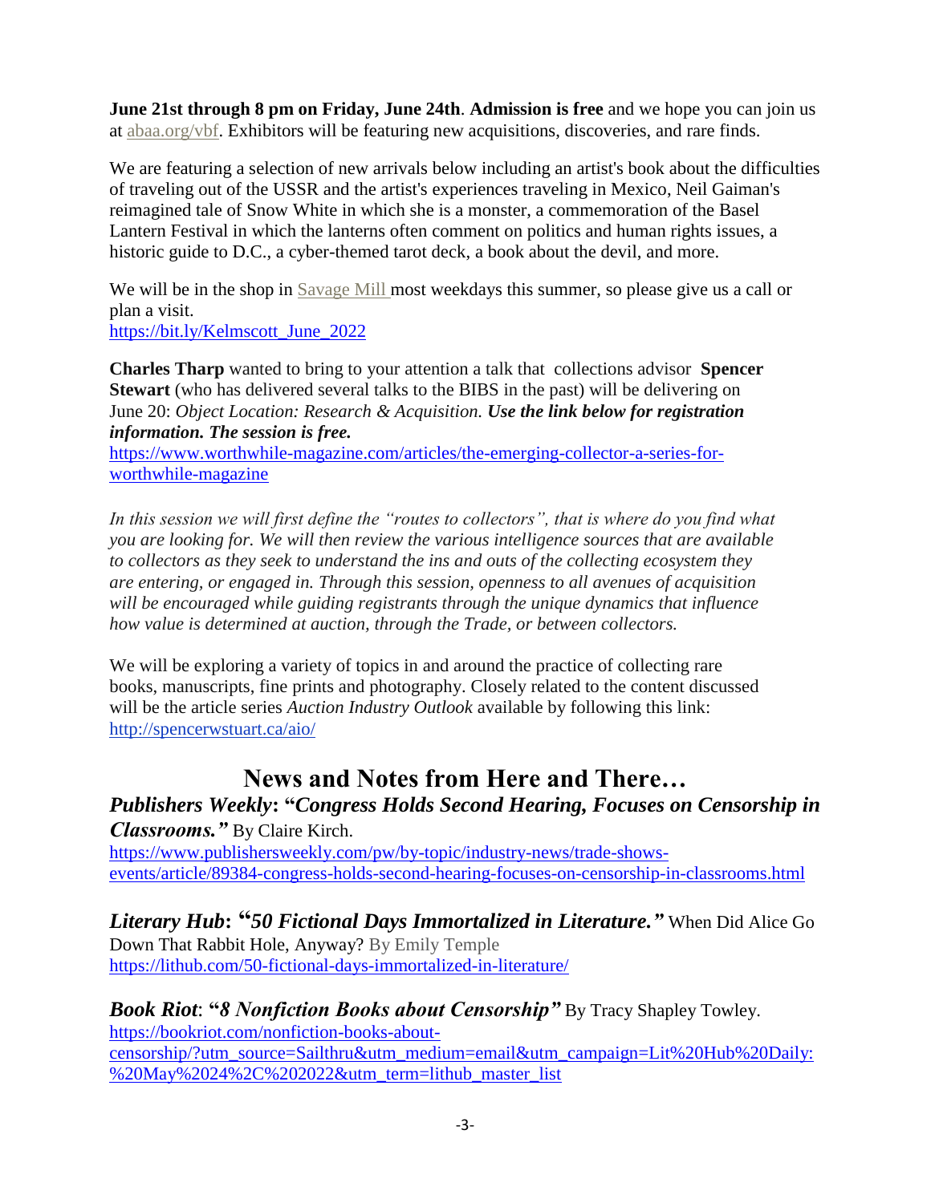**June 21st through 8 pm on Friday, June 24th**. **Admission is free** and we hope you can join us at abaa.org/vbf. Exhibitors will be featuring new acquisitions, discoveries, and rare finds.

We are featuring a selection of new arrivals below including an artist's book about the difficulties of traveling out of the USSR and the artist's experiences traveling in Mexico, Neil Gaiman's reimagined tale of Snow White in which she is a monster, a commemoration of the Basel Lantern Festival in which the lanterns often comment on politics and human rights issues, a historic guide to D.C., a cyber-themed tarot deck, a book about the devil, and more.

We will be in the shop in Savage Mill most weekdays this summer, so please give us a call or plan a visit.
https://bit.ly/Kelmscott_June_2022

**Charles Tharp** wanted to bring to your attention a talk that collections advisor **Spencer Stewart** (who has delivered several talks to the BIBS in the past) will be delivering on June 20: *Object Location: Research & Acquisition.* ***Use the link below for registration information. The session is free.***
https://www.worthwhile-magazine.com/articles/the-emerging-collector-a-series-for-worthwhile-magazine

*In this session we will first define the "routes to collectors", that is where do you find what you are looking for. We will then review the various intelligence sources that are available to collectors as they seek to understand the ins and outs of the collecting ecosystem they are entering, or engaged in. Through this session, openness to all avenues of acquisition will be encouraged while guiding registrants through the unique dynamics that influence how value is determined at auction, through the Trade, or between collectors.*

We will be exploring a variety of topics in and around the practice of collecting rare books, manuscripts, fine prints and photography. Closely related to the content discussed will be the article series *Auction Industry Outlook* available by following this link:
http://spencerwstuart.ca/aio/

## News and Notes from Here and There…

***Publishers Weekly*: "*Congress Holds Second Hearing, Focuses on Censorship in Classrooms.*"** By Claire Kirch.
https://www.publishersweekly.com/pw/by-topic/industry-news/trade-shows-events/article/89384-congress-holds-second-hearing-focuses-on-censorship-in-classrooms.html

***Literary Hub*: "*50 Fictional Days Immortalized in Literature.*"** When Did Alice Go Down That Rabbit Hole, Anyway? By Emily Temple
https://lithub.com/50-fictional-days-immortalized-in-literature/

***Book Riot*: "*8 Nonfiction Books about Censorship*"** By Tracy Shapley Towley.
https://bookriot.com/nonfiction-books-about-censorship/?utm_source=Sailthru&utm_medium=email&utm_campaign=Lit%20Hub%20Daily:%20May%2024%2C%202022&utm_term=lithub_master_list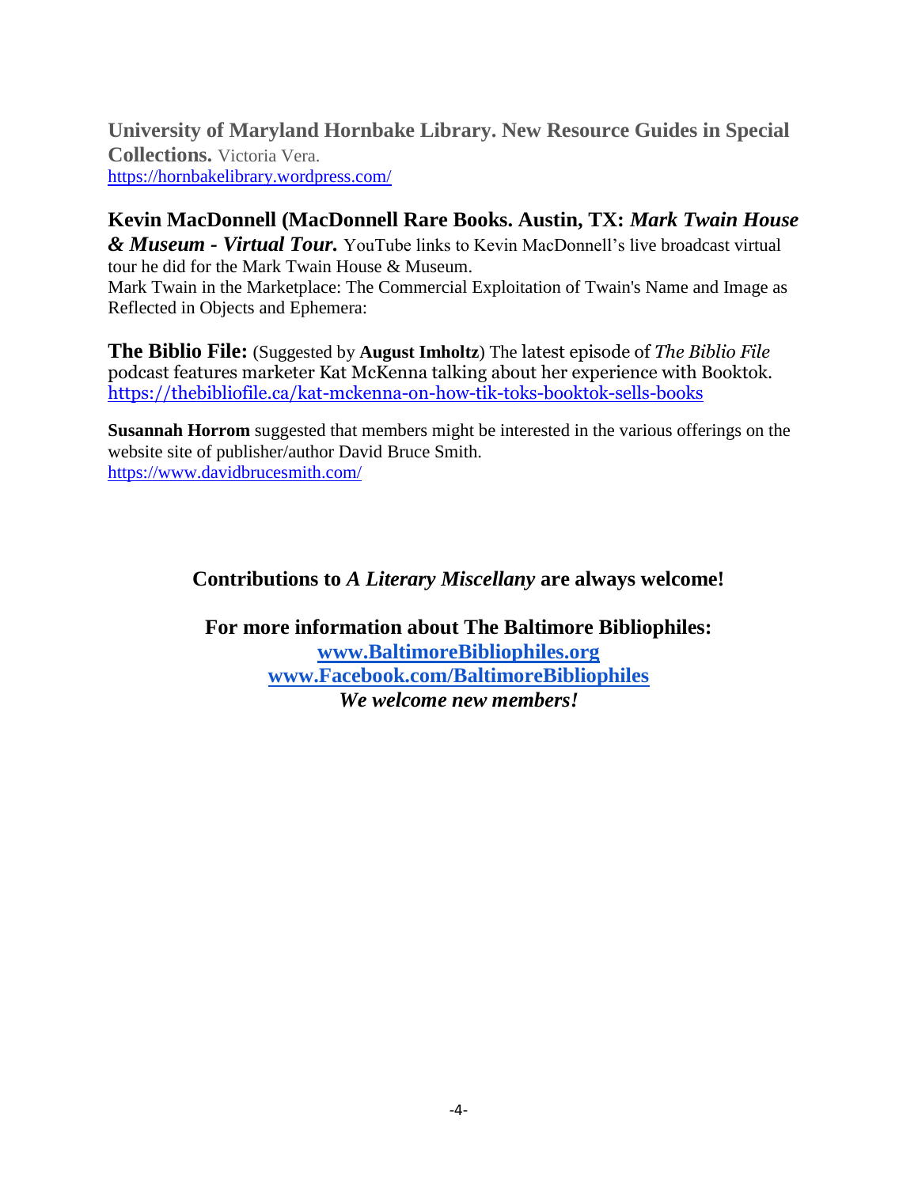**University of Maryland Hornbake Library. New Resource Guides in Special Collections.** Victoria Vera.
https://hornbakelibrary.wordpress.com/

**Kevin MacDonnell (MacDonnell Rare Books. Austin, TX:** ***Mark Twain House & Museum - Virtual Tour.*** YouTube links to Kevin MacDonnell's live broadcast virtual tour he did for the Mark Twain House & Museum.
Mark Twain in the Marketplace: The Commercial Exploitation of Twain's Name and Image as Reflected in Objects and Ephemera:

**The Biblio File:** (Suggested by **August Imholtz**) The latest episode of *The Biblio File* podcast features marketer Kat McKenna talking about her experience with Booktok.
https://thebibliofile.ca/kat-mckenna-on-how-tik-toks-booktok-sells-books

**Susannah Horrom** suggested that members might be interested in the various offerings on the website site of publisher/author David Bruce Smith.
https://www.davidbrucesmith.com/

**Contributions to *A Literary Miscellany* are always welcome!**

**For more information about The Baltimore Bibliophiles:**
**www.BaltimoreBibliophiles.org**
**www.Facebook.com/BaltimoreBibliophiles**
***We welcome new members!***